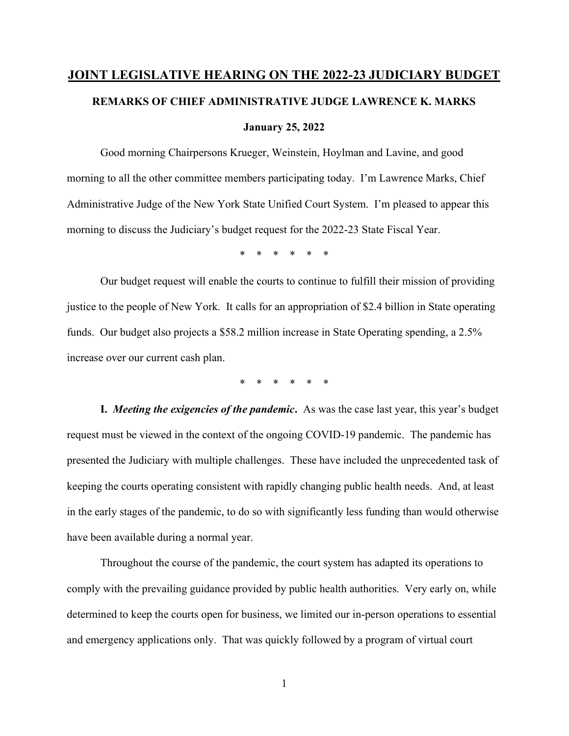# JOINT LEGISLATIVE HEARING ON THE 2022-23 JUDICIARY BUDGET

## REMARKS OF CHIEF ADMINISTRATIVE JUDGE LAWRENCE K. MARKS

**January 25, 2022**

Good morning Chairpersons Krueger, Weinstein, Hoylman and Lavine, and good morning to all the other committee members participating today. I'm Lawrence Marks, Chief Administrative Judge of the New York State Unified Court System. I'm pleased to appear this morning to discuss the Judiciary's budget request for the 2022-23 State Fiscal Year.

\* \* \* \* \* \*

Our budget request will enable the courts to continue to fulfill their mission of providing justice to the people of New York. It calls for an appropriation of $2.4 billion in State operating funds. Our budget also projects a $58.2 million increase in State Operating spending, a 2.5% increase over our current cash plan.

\* \* \* \* \* \*

**I.** ***Meeting the exigencies of the pandemic*.** As was the case last year, this year's budget request must be viewed in the context of the ongoing COVID-19 pandemic. The pandemic has presented the Judiciary with multiple challenges. These have included the unprecedented task of keeping the courts operating consistent with rapidly changing public health needs. And, at least in the early stages of the pandemic, to do so with significantly less funding than would otherwise have been available during a normal year.

Throughout the course of the pandemic, the court system has adapted its operations to comply with the prevailing guidance provided by public health authorities. Very early on, while determined to keep the courts open for business, we limited our in-person operations to essential and emergency applications only. That was quickly followed by a program of virtual court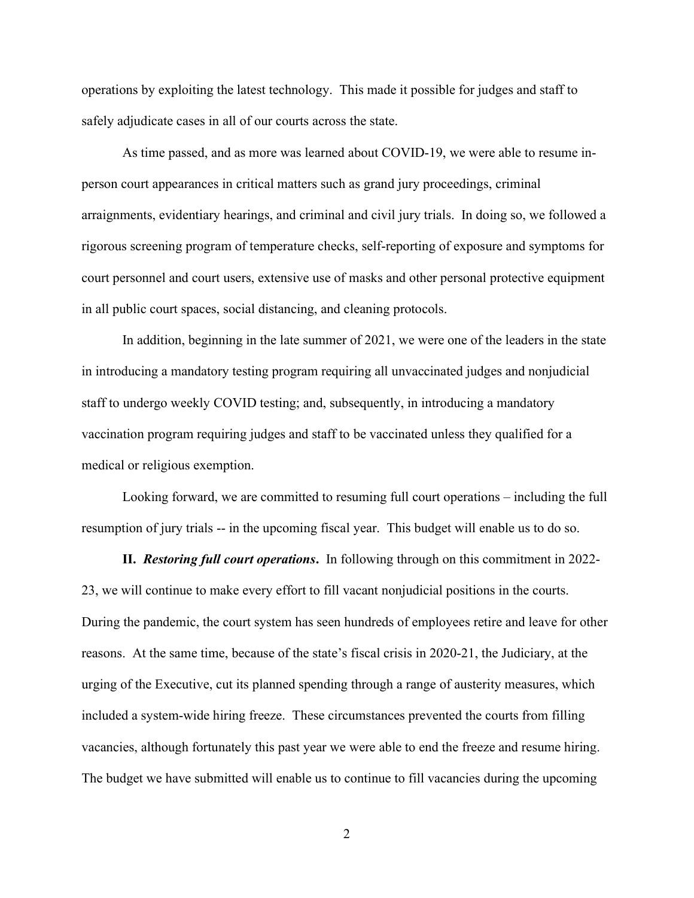operations by exploiting the latest technology. This made it possible for judges and staff to safely adjudicate cases in all of our courts across the state.

As time passed, and as more was learned about COVID-19, we were able to resume in-person court appearances in critical matters such as grand jury proceedings, criminal arraignments, evidentiary hearings, and criminal and civil jury trials. In doing so, we followed a rigorous screening program of temperature checks, self-reporting of exposure and symptoms for court personnel and court users, extensive use of masks and other personal protective equipment in all public court spaces, social distancing, and cleaning protocols.

In addition, beginning in the late summer of 2021, we were one of the leaders in the state in introducing a mandatory testing program requiring all unvaccinated judges and nonjudicial staff to undergo weekly COVID testing; and, subsequently, in introducing a mandatory vaccination program requiring judges and staff to be vaccinated unless they qualified for a medical or religious exemption.

Looking forward, we are committed to resuming full court operations – including the full resumption of jury trials -- in the upcoming fiscal year. This budget will enable us to do so.

**II.** ***Restoring full court operations*****.** In following through on this commitment in 2022-23, we will continue to make every effort to fill vacant nonjudicial positions in the courts. During the pandemic, the court system has seen hundreds of employees retire and leave for other reasons. At the same time, because of the state's fiscal crisis in 2020-21, the Judiciary, at the urging of the Executive, cut its planned spending through a range of austerity measures, which included a system-wide hiring freeze. These circumstances prevented the courts from filling vacancies, although fortunately this past year we were able to end the freeze and resume hiring. The budget we have submitted will enable us to continue to fill vacancies during the upcoming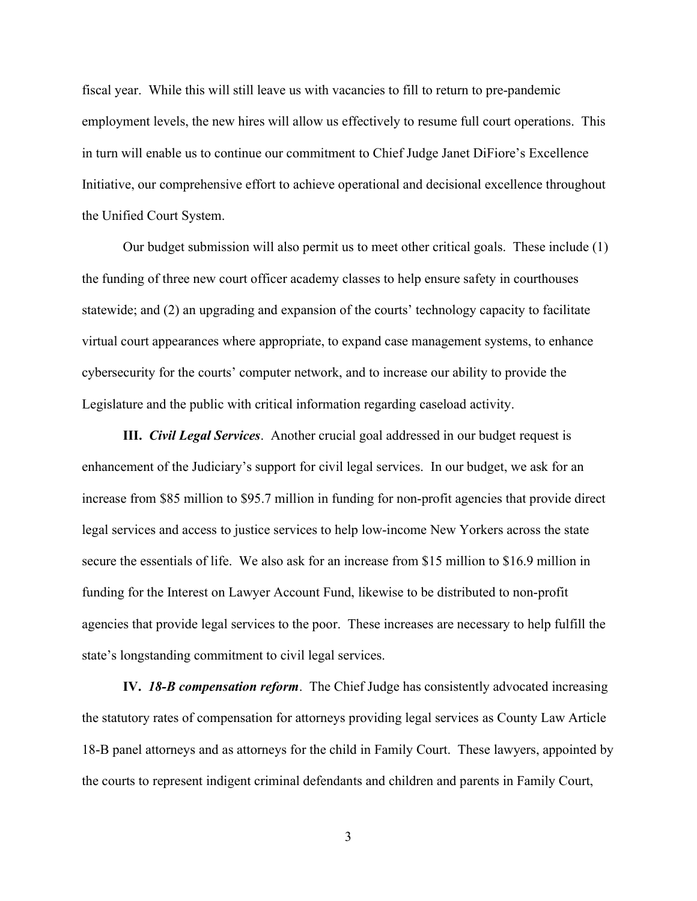fiscal year. While this will still leave us with vacancies to fill to return to pre-pandemic employment levels, the new hires will allow us effectively to resume full court operations. This in turn will enable us to continue our commitment to Chief Judge Janet DiFiore's Excellence Initiative, our comprehensive effort to achieve operational and decisional excellence throughout the Unified Court System.

Our budget submission will also permit us to meet other critical goals. These include (1) the funding of three new court officer academy classes to help ensure safety in courthouses statewide; and (2) an upgrading and expansion of the courts' technology capacity to facilitate virtual court appearances where appropriate, to expand case management systems, to enhance cybersecurity for the courts' computer network, and to increase our ability to provide the Legislature and the public with critical information regarding caseload activity.

**III.** ***Civil Legal Services***. Another crucial goal addressed in our budget request is enhancement of the Judiciary's support for civil legal services. In our budget, we ask for an increase from $85 million to $95.7 million in funding for non-profit agencies that provide direct legal services and access to justice services to help low-income New Yorkers across the state secure the essentials of life. We also ask for an increase from $15 million to $16.9 million in funding for the Interest on Lawyer Account Fund, likewise to be distributed to non-profit agencies that provide legal services to the poor. These increases are necessary to help fulfill the state's longstanding commitment to civil legal services.

**IV.** ***18-B compensation reform***. The Chief Judge has consistently advocated increasing the statutory rates of compensation for attorneys providing legal services as County Law Article 18-B panel attorneys and as attorneys for the child in Family Court. These lawyers, appointed by the courts to represent indigent criminal defendants and children and parents in Family Court,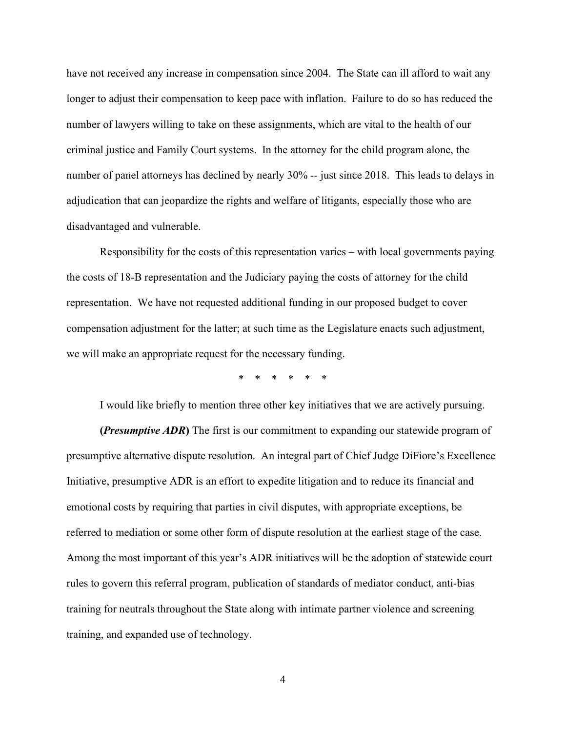have not received any increase in compensation since 2004. The State can ill afford to wait any longer to adjust their compensation to keep pace with inflation. Failure to do so has reduced the number of lawyers willing to take on these assignments, which are vital to the health of our criminal justice and Family Court systems. In the attorney for the child program alone, the number of panel attorneys has declined by nearly 30% -- just since 2018. This leads to delays in adjudication that can jeopardize the rights and welfare of litigants, especially those who are disadvantaged and vulnerable.

Responsibility for the costs of this representation varies – with local governments paying the costs of 18-B representation and the Judiciary paying the costs of attorney for the child representation. We have not requested additional funding in our proposed budget to cover compensation adjustment for the latter; at such time as the Legislature enacts such adjustment, we will make an appropriate request for the necessary funding.

\* \* \* \* \* \*

I would like briefly to mention three other key initiatives that we are actively pursuing.

**(*Presumptive ADR*)** The first is our commitment to expanding our statewide program of presumptive alternative dispute resolution. An integral part of Chief Judge DiFiore's Excellence Initiative, presumptive ADR is an effort to expedite litigation and to reduce its financial and emotional costs by requiring that parties in civil disputes, with appropriate exceptions, be referred to mediation or some other form of dispute resolution at the earliest stage of the case. Among the most important of this year's ADR initiatives will be the adoption of statewide court rules to govern this referral program, publication of standards of mediator conduct, anti-bias training for neutrals throughout the State along with intimate partner violence and screening training, and expanded use of technology.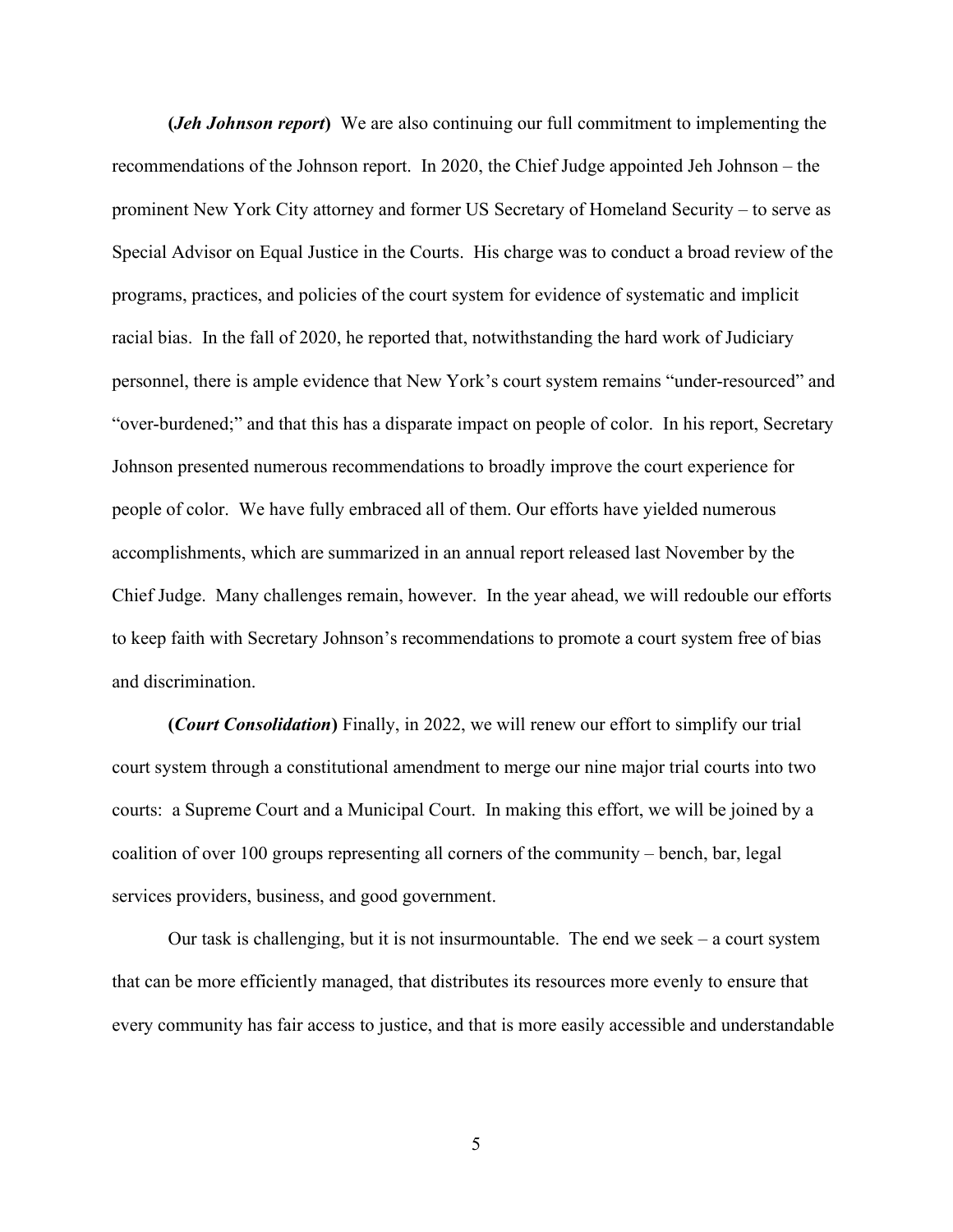**(*Jeh Johnson report*)** We are also continuing our full commitment to implementing the recommendations of the Johnson report. In 2020, the Chief Judge appointed Jeh Johnson – the prominent New York City attorney and former US Secretary of Homeland Security – to serve as Special Advisor on Equal Justice in the Courts. His charge was to conduct a broad review of the programs, practices, and policies of the court system for evidence of systematic and implicit racial bias. In the fall of 2020, he reported that, notwithstanding the hard work of Judiciary personnel, there is ample evidence that New York's court system remains "under-resourced" and "over-burdened;" and that this has a disparate impact on people of color. In his report, Secretary Johnson presented numerous recommendations to broadly improve the court experience for people of color. We have fully embraced all of them. Our efforts have yielded numerous accomplishments, which are summarized in an annual report released last November by the Chief Judge. Many challenges remain, however. In the year ahead, we will redouble our efforts to keep faith with Secretary Johnson's recommendations to promote a court system free of bias and discrimination.

**(*Court Consolidation*)** Finally, in 2022, we will renew our effort to simplify our trial court system through a constitutional amendment to merge our nine major trial courts into two courts: a Supreme Court and a Municipal Court. In making this effort, we will be joined by a coalition of over 100 groups representing all corners of the community – bench, bar, legal services providers, business, and good government.

Our task is challenging, but it is not insurmountable. The end we seek – a court system that can be more efficiently managed, that distributes its resources more evenly to ensure that every community has fair access to justice, and that is more easily accessible and understandable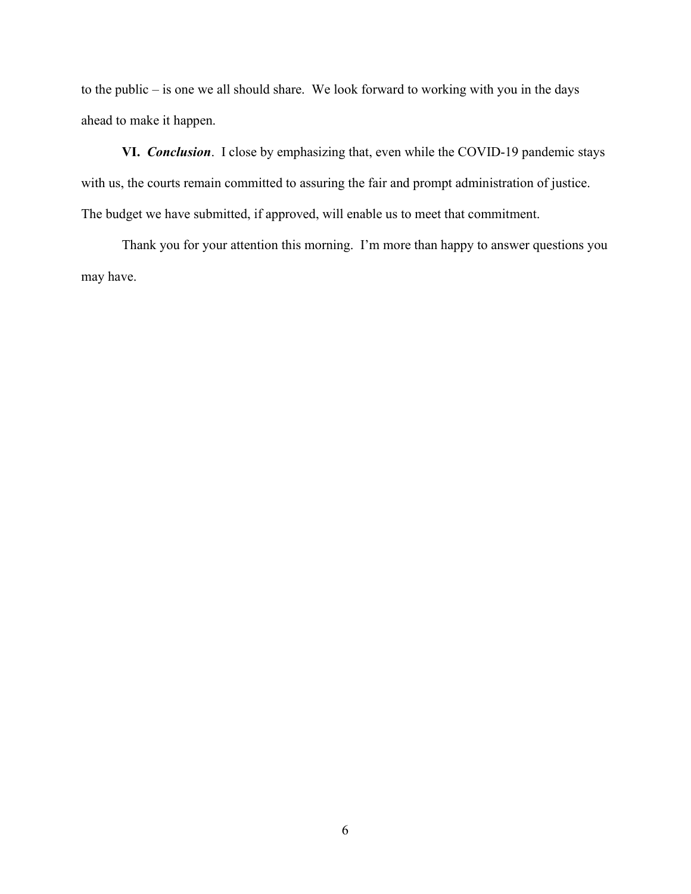to the public – is one we all should share. We look forward to working with you in the days ahead to make it happen.

**VI.** ***Conclusion***. I close by emphasizing that, even while the COVID-19 pandemic stays with us, the courts remain committed to assuring the fair and prompt administration of justice. The budget we have submitted, if approved, will enable us to meet that commitment.

Thank you for your attention this morning. I'm more than happy to answer questions you may have.